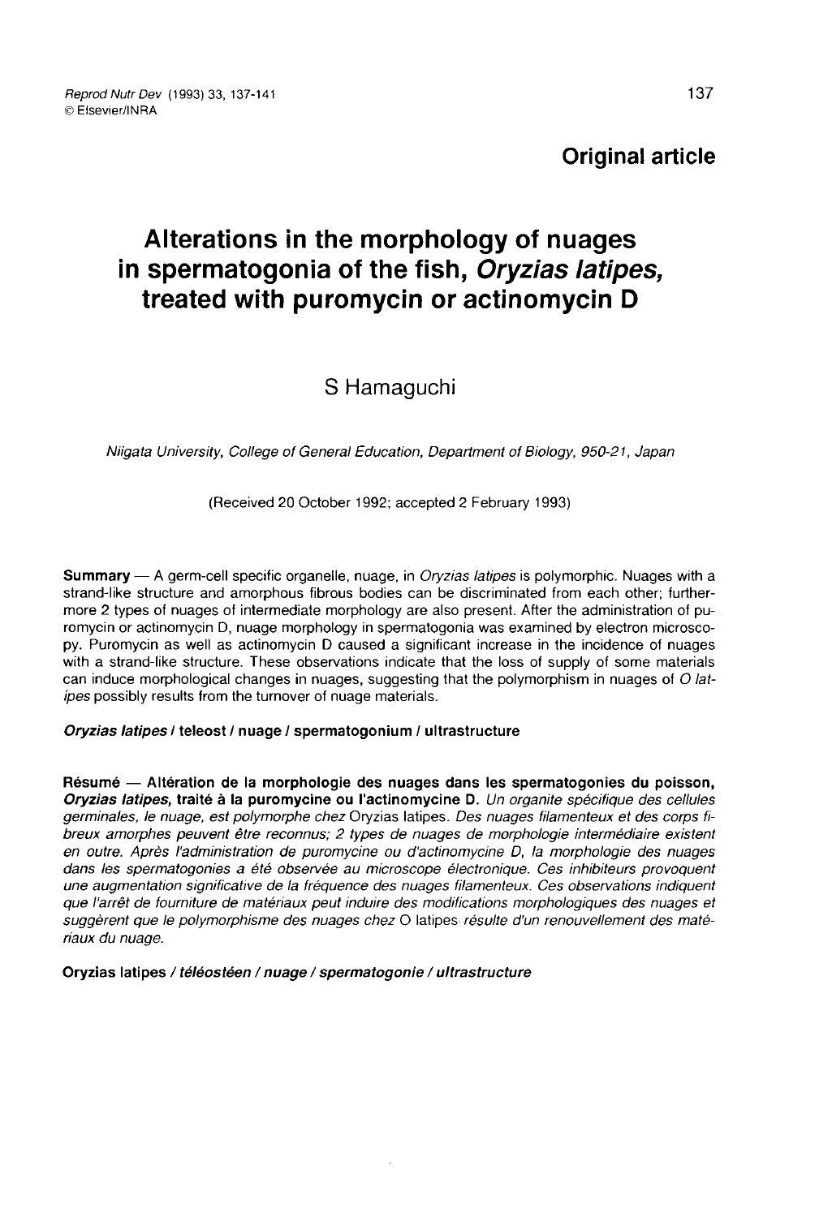**Original article**

# Alterations in the morphology of nuages in spermatogonia of the fish, *Oryzias latipes*, treated with puromycin or actinomycin D

S Hamaguchi

*Niigata University, College of General Education, Department of Biology, 950-21, Japan*

(Received 20 October 1992; accepted 2 February 1993)

**Summary** — A germ-cell specific organelle, nuage, in *Oryzias latipes* is polymorphic. Nuages with a strand-like structure and amorphous fibrous bodies can be discriminated from each other; furthermore 2 types of nuages of intermediate morphology are also present. After the administration of puromycin or actinomycin D, nuage morphology in spermatogonia was examined by electron microscopy. Puromycin as well as actinomycin D caused a significant increase in the incidence of nuages with a strand-like structure. These observations indicate that the loss of supply of some materials can induce morphological changes in nuages, suggesting that the polymorphism in nuages of *O latipes* possibly results from the turnover of nuage materials.

***Oryzias latipes* / teleost / nuage / spermatogonium / ultrastructure**

**Résumé — Altération de la morphologie des nuages dans les spermatogonies du poisson, *Oryzias latipes*, traité à la puromycine ou l'actinomycine D.** *Un organite spécifique des cellules germinales, le nuage, est polymorphe chez* Oryzias latipes. *Des nuages filamenteux et des corps fibreux amorphes peuvent être reconnus; 2 types de nuages de morphologie intermédiaire existent en outre. Après l'administration de puromycine ou d'actinomycine D, la morphologie des nuages dans les spermatogonies a été observée au microscope électronique. Ces inhibiteurs provoquent une augmentation significative de la fréquence des nuages filamenteux. Ces observations indiquent que l'arrêt de fourniture de matériaux peut induire des modifications morphologiques des nuages et suggèrent que le polymorphisme des nuages chez* O latipes *résulte d'un renouvellement des matériaux du nuage.*

**Oryzias latipes** ***/ téléostéen / nuage / spermatogonie / ultrastructure***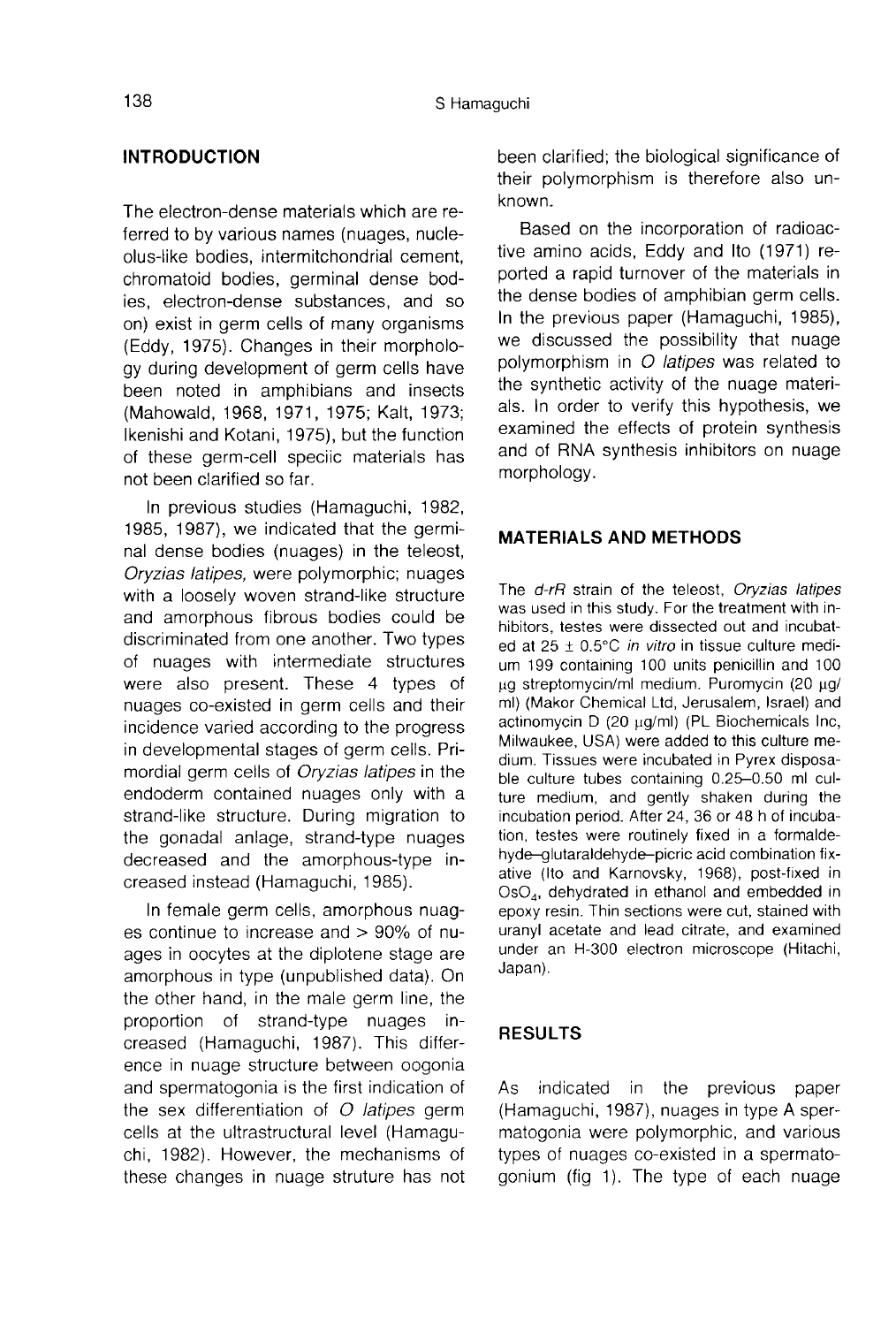## INTRODUCTION

The electron-dense materials which are referred to by various names (nuages, nucleolus-like bodies, intermitchondrial cement, chromatoid bodies, germinal dense bodies, electron-dense substances, and so on) exist in germ cells of many organisms (Eddy, 1975). Changes in their morphology during development of germ cells have been noted in amphibians and insects (Mahowald, 1968, 1971, 1975; Kalt, 1973; Ikenishi and Kotani, 1975), but the function of these germ-cell speciic materials has not been clarified so far.

In previous studies (Hamaguchi, 1982, 1985, 1987), we indicated that the germinal dense bodies (nuages) in the teleost, *Oryzias latipes,* were polymorphic; nuages with a loosely woven strand-like structure and amorphous fibrous bodies could be discriminated from one another. Two types of nuages with intermediate structures were also present. These 4 types of nuages co-existed in germ cells and their incidence varied according to the progress in developmental stages of germ cells. Primordial germ cells of *Oryzias latipes* in the endoderm contained nuages only with a strand-like structure. During migration to the gonadal anlage, strand-type nuages decreased and the amorphous-type increased instead (Hamaguchi, 1985).

In female germ cells, amorphous nuages continue to increase and > 90% of nuages in oocytes at the diplotene stage are amorphous in type (unpublished data). On the other hand, in the male germ line, the proportion of strand-type nuages increased (Hamaguchi, 1987). This difference in nuage structure between oogonia and spermatogonia is the first indication of the sex differentiation of *O latipes* germ cells at the ultrastructural level (Hamaguchi, 1982). However, the mechanisms of these changes in nuage struture has not been clarified; the biological significance of their polymorphism is therefore also unknown.

Based on the incorporation of radioactive amino acids, Eddy and Ito (1971) reported a rapid turnover of the materials in the dense bodies of amphibian germ cells. In the previous paper (Hamaguchi, 1985), we discussed the possibility that nuage polymorphism in *O latipes* was related to the synthetic activity of the nuage materials. In order to verify this hypothesis, we examined the effects of protein synthesis and of RNA synthesis inhibitors on nuage morphology.

## MATERIALS AND METHODS

The *d-rR* strain of the teleost, *Oryzias latipes* was used in this study. For the treatment with inhibitors, testes were dissected out and incubated at 25 ± 0.5°C *in vitro* in tissue culture medium 199 containing 100 units penicillin and 100 μg streptomycin/ml medium. Puromycin (20 μg/ml) (Makor Chemical Ltd, Jerusalem, Israel) and actinomycin D (20 μg/ml) (PL Biochemicals Inc, Milwaukee, USA) were added to this culture medium. Tissues were incubated in Pyrex disposable culture tubes containing 0.25–0.50 ml culture medium, and gently shaken during the incubation period. After 24, 36 or 48 h of incubation, testes were routinely fixed in a formaldehyde–glutaraldehyde–picric acid combination fixative (Ito and Karnovsky, 1968), post-fixed in $OsO_4$, dehydrated in ethanol and embedded in epoxy resin. Thin sections were cut, stained with uranyl acetate and lead citrate, and examined under an H-300 electron microscope (Hitachi, Japan).

## RESULTS

As indicated in the previous paper (Hamaguchi, 1987), nuages in type A spermatogonia were polymorphic, and various types of nuages co-existed in a spermatogonium (fig 1). The type of each nuage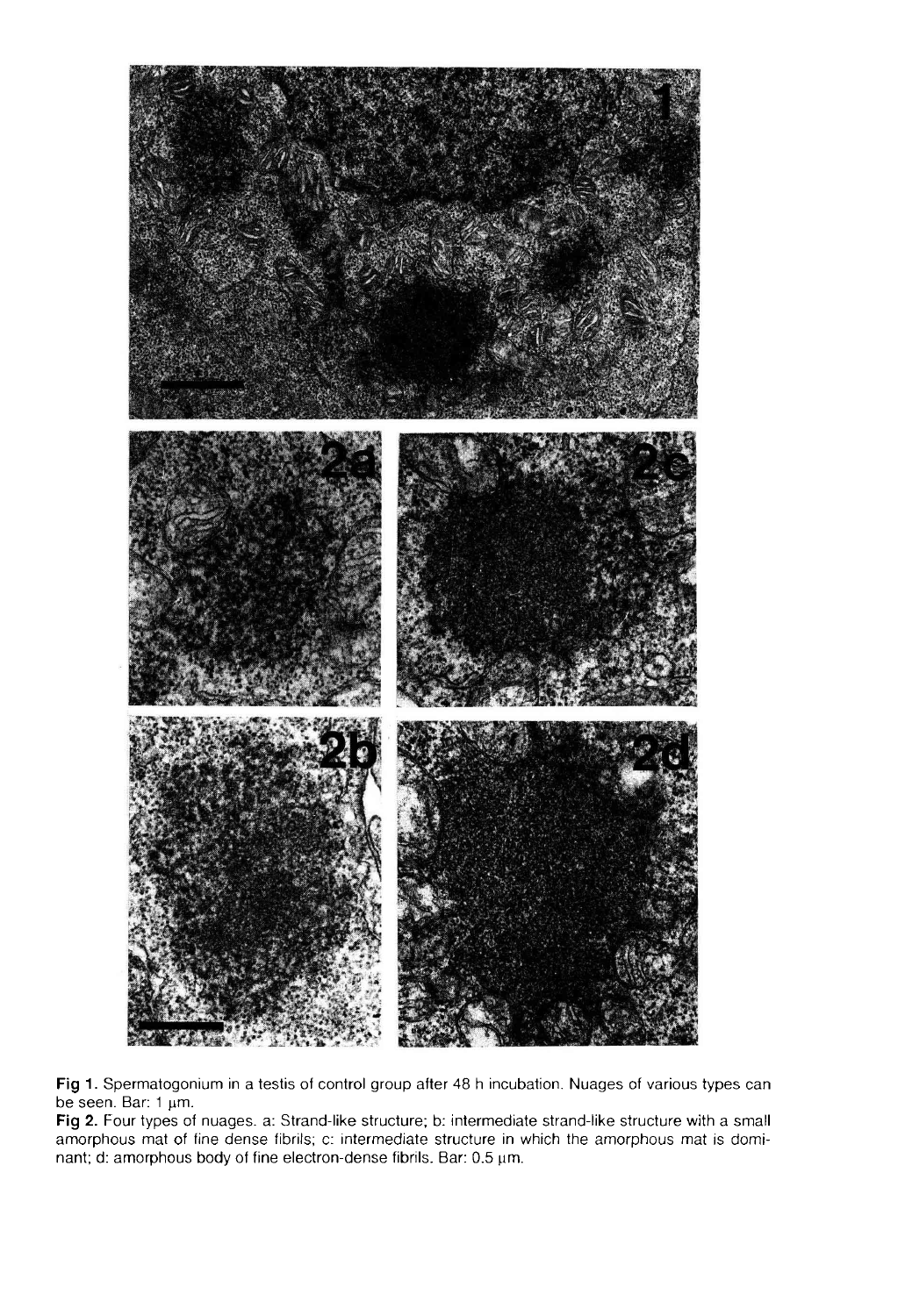**Fig 1.** Spermatogonium in a testis of control group after 48 h incubation. Nuages of various types can be seen. Bar: 1 μm.

**Fig 2.** Four types of nuages. a: Strand-like structure; b: intermediate strand-like structure with a small amorphous mat of fine dense fibrils; c: intermediate structure in which the amorphous mat is dominant; d: amorphous body of fine electron-dense fibrils. Bar: 0.5 μm.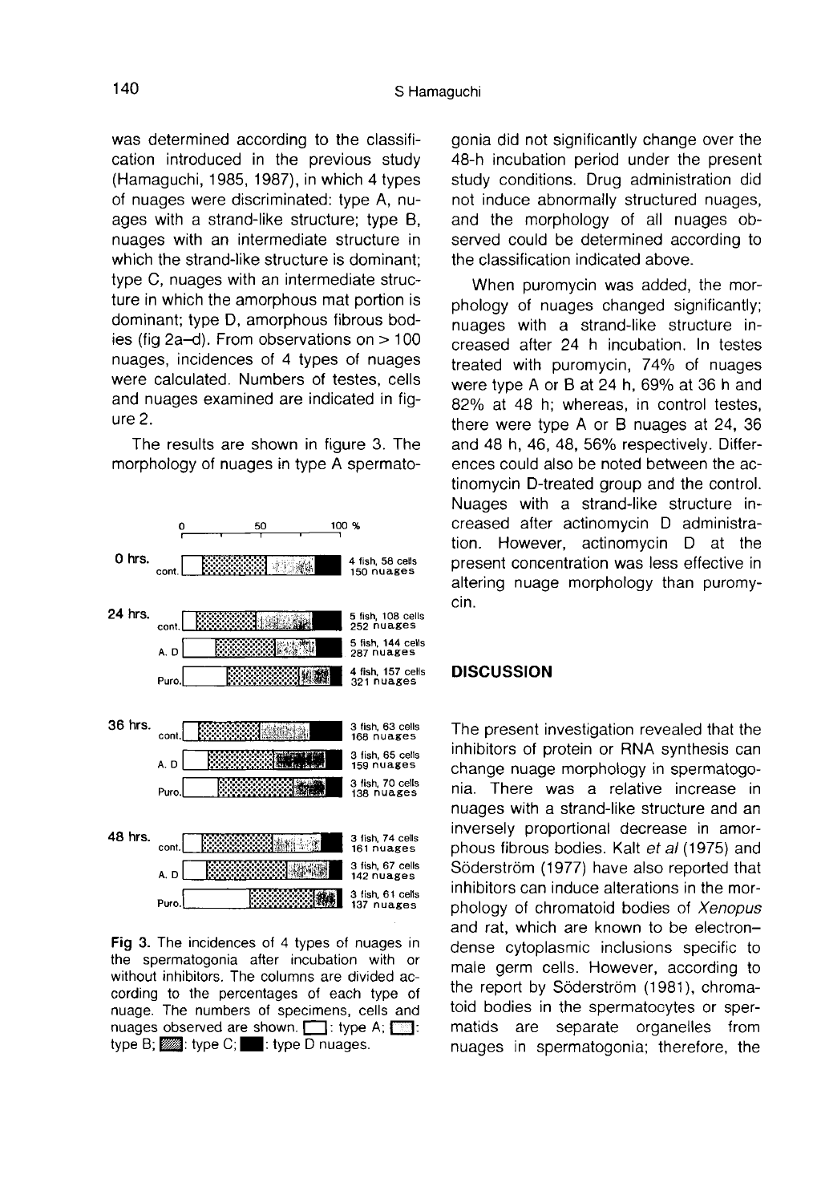was determined according to the classification introduced in the previous study (Hamaguchi, 1985, 1987), in which 4 types of nuages were discriminated: type A, nuages with a strand-like structure; type B, nuages with an intermediate structure in which the strand-like structure is dominant; type C, nuages with an intermediate structure in which the amorphous mat portion is dominant; type D, amorphous fibrous bodies (fig 2a–d). From observations on > 100 nuages, incidences of 4 types of nuages were calculated. Numbers of testes, cells and nuages examined are indicated in figure 2.

The results are shown in figure 3. The morphology of nuages in type A spermatogonia did not significantly change over the 48-h incubation period under the present study conditions. Drug administration did not induce abnormally structured nuages, and the morphology of all nuages observed could be determined according to the classification indicated above.

| Time | Group | Specimens |
|---|---|---|
| 0 hrs. | cont. | 4 fish, 58 cells, 150 nuages |
| 24 hrs. | cont. | 5 fish, 108 cells, 252 nuages |
| | A. D | 5 fish, 144 cells, 287 nuages |
| | Puro. | 4 fish, 157 cells, 321 nuages |
| 36 hrs. | cont. | 3 fish, 63 cells, 168 nuages |
| | A. D | 3 fish, 65 cells, 159 nuages |
| | Puro. | 3 fish, 70 cells, 138 nuages |
| 48 hrs. | cont. | 3 fish, 74 cells, 161 nuages |
| | A. D | 3 fish, 67 cells, 142 nuages |
| | Puro. | 3 fish, 61 cells, 137 nuages |

**Fig 3.** The incidences of 4 types of nuages in the spermatogonia after incubation with or without inhibitors. The columns are divided according to the percentages of each type of nuage. The numbers of specimens, cells and nuages observed are shown. ☐: type A; ▒: type B; ▓: type C; ■: type D nuages.

When puromycin was added, the morphology of nuages changed significantly; nuages with a strand-like structure increased after 24 h incubation. In testes treated with puromycin, 74% of nuages were type A or B at 24 h, 69% at 36 h and 82% at 48 h; whereas, in control testes, there were type A or B nuages at 24, 36 and 48 h, 46, 48, 56% respectively. Differences could also be noted between the actinomycin D-treated group and the control. Nuages with a strand-like structure increased after actinomycin D administration. However, actinomycin D at the present concentration was less effective in altering nuage morphology than puromycin.

## DISCUSSION

The present investigation revealed that the inhibitors of protein or RNA synthesis can change nuage morphology in spermatogonia. There was a relative increase in nuages with a strand-like structure and an inversely proportional decrease in amorphous fibrous bodies. Kalt *et al* (1975) and Söderström (1977) have also reported that inhibitors can induce alterations in the morphology of chromatoid bodies of *Xenopus* and rat, which are known to be electron-dense cytoplasmic inclusions specific to male germ cells. However, according to the report by Söderström (1981), chromatoid bodies in the spermatocytes or spermatids are separate organelles from nuages in spermatogonia; therefore, the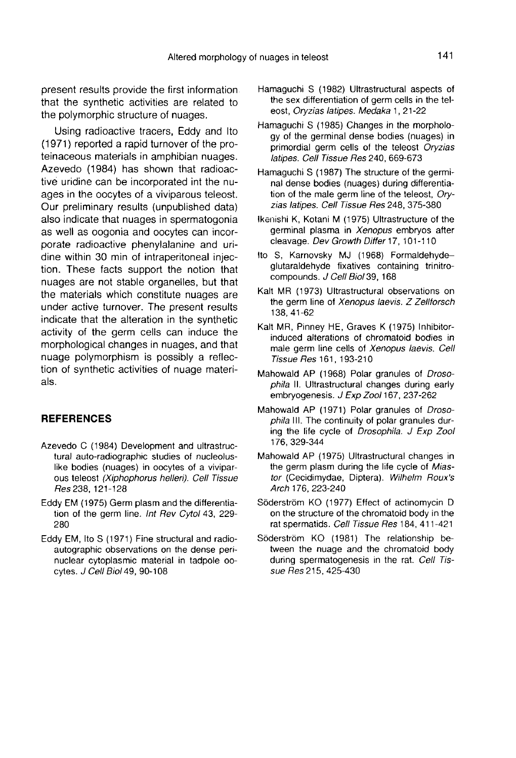present results provide the first information that the synthetic activities are related to the polymorphic structure of nuages.

Using radioactive tracers, Eddy and Ito (1971) reported a rapid turnover of the proteinaceous materials in amphibian nuages. Azevedo (1984) has shown that radioactive uridine can be incorporated int the nuages in the oocytes of a viviparous teleost. Our preliminary results (unpublished data) also indicate that nuages in spermatogonia as well as oogonia and oocytes can incorporate radioactive phenylalanine and uridine within 30 min of intraperitoneal injection. These facts support the notion that nuages are not stable organelles, but that the materials which constitute nuages are under active turnover. The present results indicate that the alteration in the synthetic activity of the germ cells can induce the morphological changes in nuages, and that nuage polymorphism is possibly a reflection of synthetic activities of nuage materials.

## REFERENCES

Azevedo C (1984) Development and ultrastructural auto-radiographic studies of nucleolus-like bodies (nuages) in oocytes of a viviparous teleost *(Xiphophorus helleri)*. *Cell Tissue Res* 238, 121-128

Eddy EM (1975) Germ plasm and the differentiation of the germ line. *Int Rev Cytol* 43, 229-280

Eddy EM, Ito S (1971) Fine structural and radioautographic observations on the dense perinuclear cytoplasmic material in tadpole oocytes. *J Cell Biol* 49, 90-108

Hamaguchi S (1982) Ultrastructural aspects of the sex differentiation of germ cells in the teleost, *Oryzias latipes*. *Medaka* 1, 21-22

Hamaguchi S (1985) Changes in the morphology of the germinal dense bodies (nuages) in primordial germ cells of the teleost *Oryzias latipes*. *Cell Tissue Res* 240, 669-673

Hamaguchi S (1987) The structure of the germinal dense bodies (nuages) during differentiation of the male germ line of the teleost, *Oryzias latipes*. *Cell Tissue Res* 248, 375-380

Ikenishi K, Kotani M (1975) Ultrastructure of the germinal plasma in *Xenopus* embryos after cleavage. *Dev Growth Differ* 17, 101-110

Ito S, Karnovsky MJ (1968) Formaldehyde–glutaraldehyde fixatives containing trinitrocompounds. *J Cell Biol* 39, 168

Kalt MR (1973) Ultrastructural observations on the germ line of *Xenopus laevis*. *Z Zellforsch* 138, 41-62

Kalt MR, Pinney HE, Graves K (1975) Inhibitor-induced alterations of chromatoid bodies in male germ line cells of *Xenopus laevis*. *Cell Tissue Res* 161, 193-210

Mahowald AP (1968) Polar granules of *Drosophila* II. Ultrastructural changes during early embryogenesis. *J Exp Zool* 167, 237-262

Mahowald AP (1971) Polar granules of *Drosophila* III. The continuity of polar granules during the life cycle of *Drosophila*. *J Exp Zool* 176, 329-344

Mahowald AP (1975) Ultrastructural changes in the germ plasm during the life cycle of *Miastor* (Cecidimydae, Diptera). *Wilhelm Roux's Arch* 176, 223-240

Söderström KO (1977) Effect of actinomycin D on the structure of the chromatoid body in the rat spermatids. *Cell Tissue Res* 184, 411-421

Söderström KO (1981) The relationship between the nuage and the chromatoid body during spermatogenesis in the rat. *Cell Tissue Res* 215, 425-430